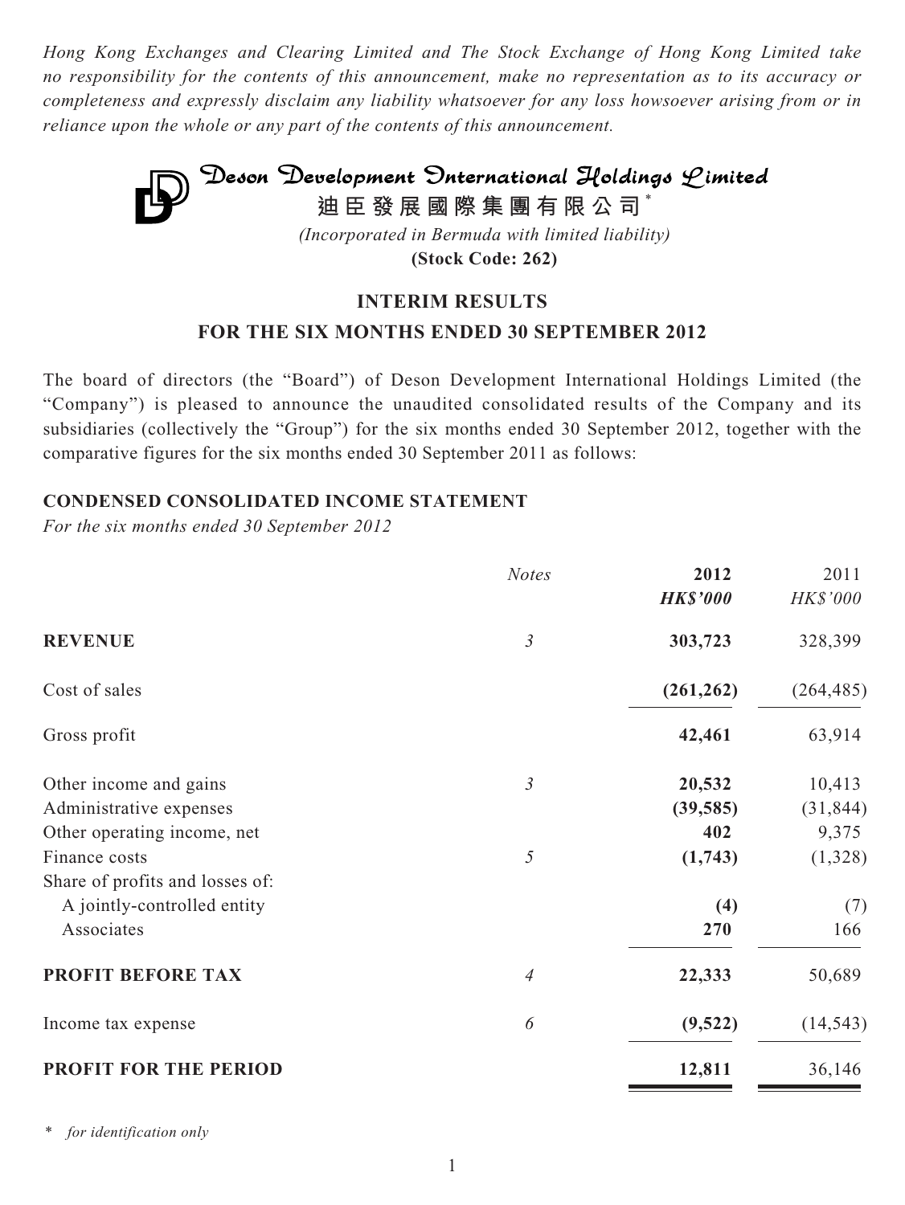*Hong Kong Exchanges and Clearing Limited and The Stock Exchange of Hong Kong Limited take no responsibility for the contents of this announcement, make no representation as to its accuracy or completeness and expressly disclaim any liability whatsoever for any loss howsoever arising from or in reliance upon the whole or any part of the contents of this announcement.*

# Deson Development International Holdings Limited

**迪臣發展國際集團有限公司***

*(Incorporated in Bermuda with limited liability)*

**(Stock Code: 262)**

## INTERIM RESULTS
## FOR THE SIX MONTHS ENDED 30 SEPTEMBER 2012

The board of directors (the "Board") of Deson Development International Holdings Limited (the "Company") is pleased to announce the unaudited consolidated results of the Company and its subsidiaries (collectively the "Group") for the six months ended 30 September 2012, together with the comparative figures for the six months ended 30 September 2011 as follows:

### CONDENSED CONSOLIDATED INCOME STATEMENT

*For the six months ended 30 September 2012*

| | *Notes* | **2012** | 2011 |
|---|---|---|---|
| | | ***HK$'000*** | *HK$'000* |
| **REVENUE** | *3* | **303,723** | 328,399 |
| Cost of sales | | **(261,262)** | (264,485) |
| Gross profit | | **42,461** | 63,914 |
| Other income and gains | *3* | **20,532** | 10,413 |
| Administrative expenses | | **(39,585)** | (31,844) |
| Other operating income, net | | **402** | 9,375 |
| Finance costs | *5* | **(1,743)** | (1,328) |
| Share of profits and losses of: | | | |
| A jointly-controlled entity | | **(4)** | (7) |
| Associates | | **270** | 166 |
| **PROFIT BEFORE TAX** | *4* | **22,333** | 50,689 |
| Income tax expense | *6* | **(9,522)** | (14,543) |
| **PROFIT FOR THE PERIOD** | | **12,811** | 36,146 |

\* *for identification only*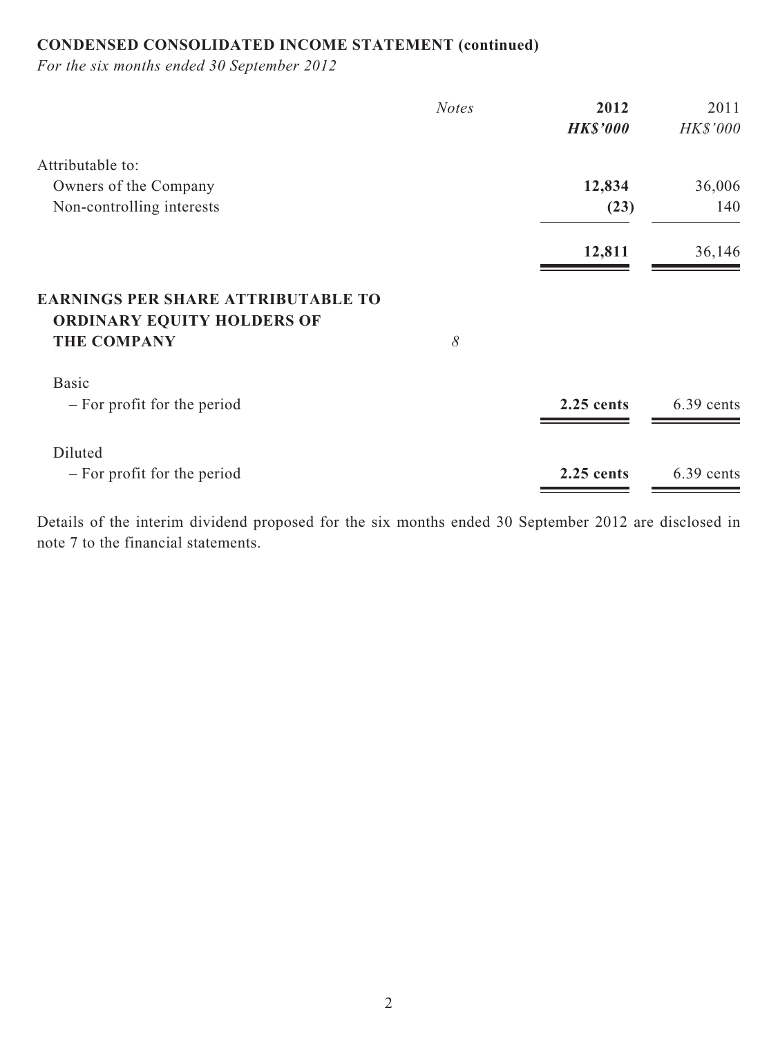**CONDENSED CONSOLIDATED INCOME STATEMENT (continued)**

*For the six months ended 30 September 2012*

| | *Notes* | **2012** | 2011 |
|---|---|---|---|
| | | ***HK$'000*** | *HK$'000* |
| Attributable to: | | | |
| Owners of the Company | | **12,834** | 36,006 |
| Non-controlling interests | | **(23)** | 140 |
| | | **12,811** | 36,146 |
| **EARNINGS PER SHARE ATTRIBUTABLE TO ORDINARY EQUITY HOLDERS OF THE COMPANY** | *8* | | |
| Basic | | | |
| – For profit for the period | | **2.25 cents** | 6.39 cents |
| Diluted | | | |
| – For profit for the period | | **2.25 cents** | 6.39 cents |

Details of the interim dividend proposed for the six months ended 30 September 2012 are disclosed in note 7 to the financial statements.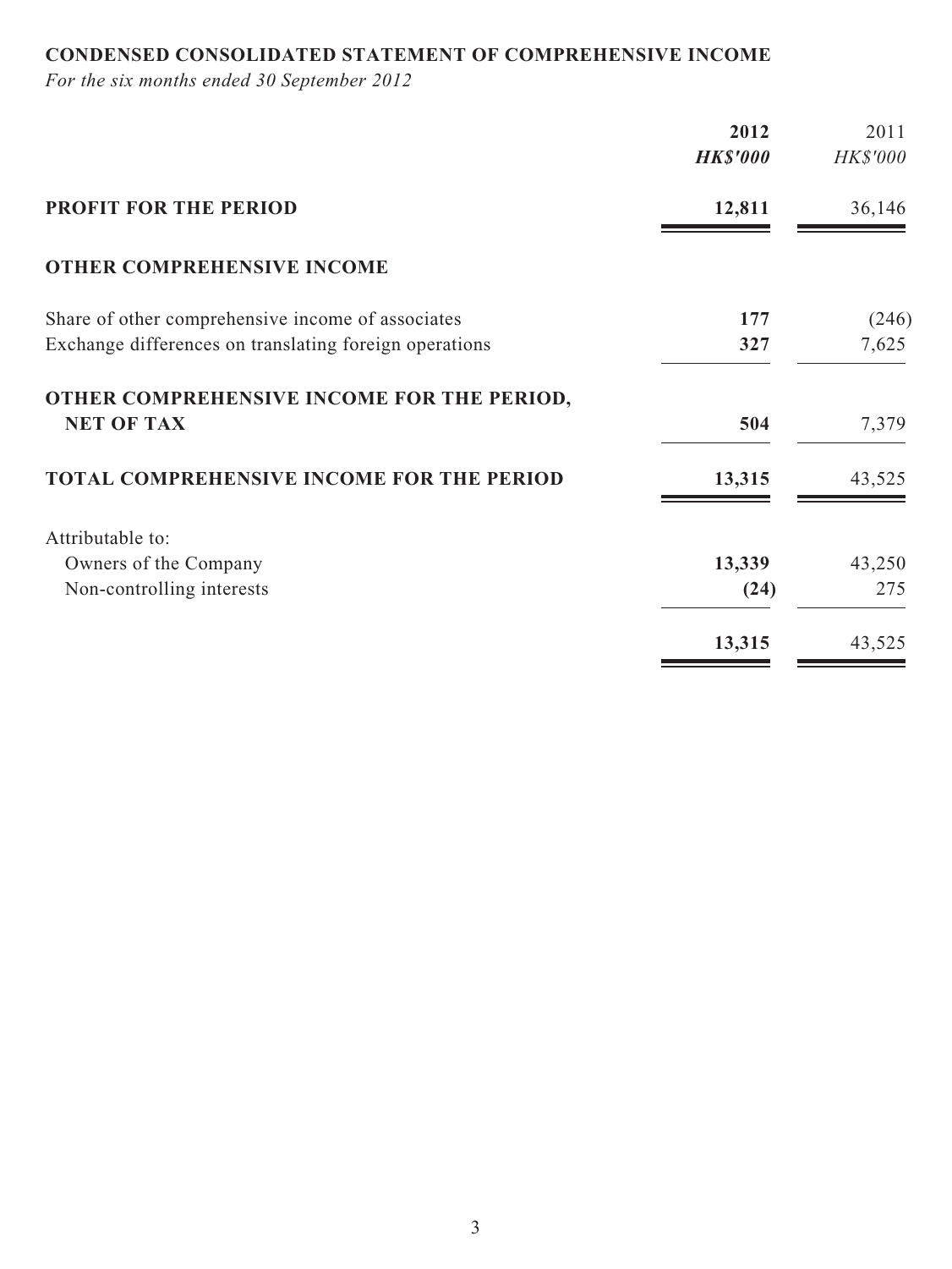## CONDENSED CONSOLIDATED STATEMENT OF COMPREHENSIVE INCOME

*For the six months ended 30 September 2012*

| | **2012** | 2011 |
|---|---|---|
| | ***HK$'000*** | *HK$'000* |
| **PROFIT FOR THE PERIOD** | **12,811** | 36,146 |
| **OTHER COMPREHENSIVE INCOME** | | |
| Share of other comprehensive income of associates | **177** | (246) |
| Exchange differences on translating foreign operations | **327** | 7,625 |
| **OTHER COMPREHENSIVE INCOME FOR THE PERIOD, NET OF TAX** | **504** | 7,379 |
| **TOTAL COMPREHENSIVE INCOME FOR THE PERIOD** | **13,315** | 43,525 |
| Attributable to: | | |
| Owners of the Company | **13,339** | 43,250 |
| Non-controlling interests | **(24)** | 275 |
| | **13,315** | 43,525 |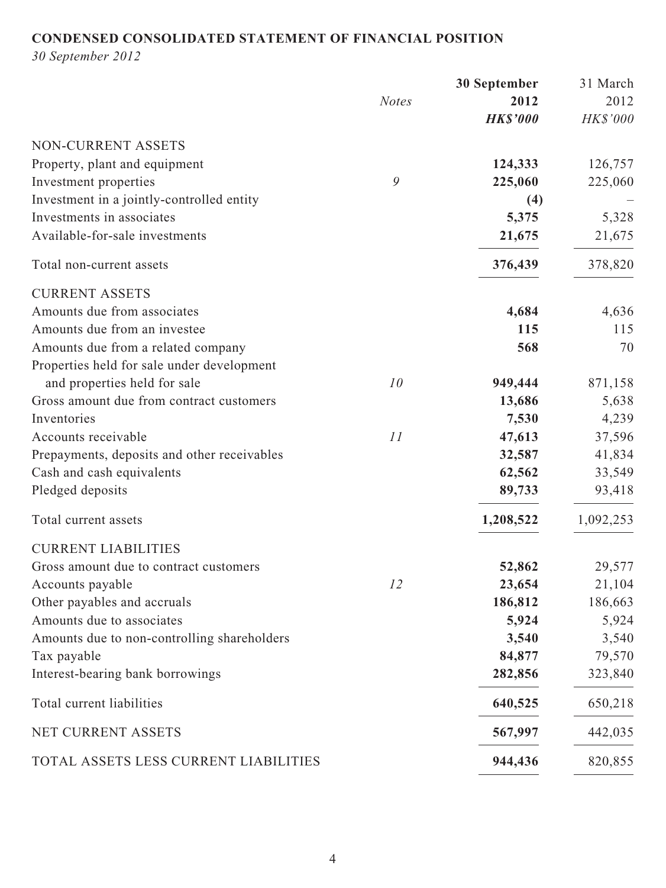**CONDENSED CONSOLIDATED STATEMENT OF FINANCIAL POSITION**

*30 September 2012*

| | *Notes* | **30 September 2012 HK$'000** | 31 March 2012 HK$'000 |
|---|---|---|---|
| NON-CURRENT ASSETS | | | |
| Property, plant and equipment | | **124,333** | 126,757 |
| Investment properties | *9* | **225,060** | 225,060 |
| Investment in a jointly-controlled entity | | **(4)** | – |
| Investments in associates | | **5,375** | 5,328 |
| Available-for-sale investments | | **21,675** | 21,675 |
| Total non-current assets | | **376,439** | 378,820 |
| CURRENT ASSETS | | | |
| Amounts due from associates | | **4,684** | 4,636 |
| Amounts due from an investee | | **115** | 115 |
| Amounts due from a related company | | **568** | 70 |
| Properties held for sale under development and properties held for sale | *10* | **949,444** | 871,158 |
| Gross amount due from contract customers | | **13,686** | 5,638 |
| Inventories | | **7,530** | 4,239 |
| Accounts receivable | *11* | **47,613** | 37,596 |
| Prepayments, deposits and other receivables | | **32,587** | 41,834 |
| Cash and cash equivalents | | **62,562** | 33,549 |
| Pledged deposits | | **89,733** | 93,418 |
| Total current assets | | **1,208,522** | 1,092,253 |
| CURRENT LIABILITIES | | | |
| Gross amount due to contract customers | | **52,862** | 29,577 |
| Accounts payable | *12* | **23,654** | 21,104 |
| Other payables and accruals | | **186,812** | 186,663 |
| Amounts due to associates | | **5,924** | 5,924 |
| Amounts due to non-controlling shareholders | | **3,540** | 3,540 |
| Tax payable | | **84,877** | 79,570 |
| Interest-bearing bank borrowings | | **282,856** | 323,840 |
| Total current liabilities | | **640,525** | 650,218 |
| NET CURRENT ASSETS | | **567,997** | 442,035 |
| TOTAL ASSETS LESS CURRENT LIABILITIES | | **944,436** | 820,855 |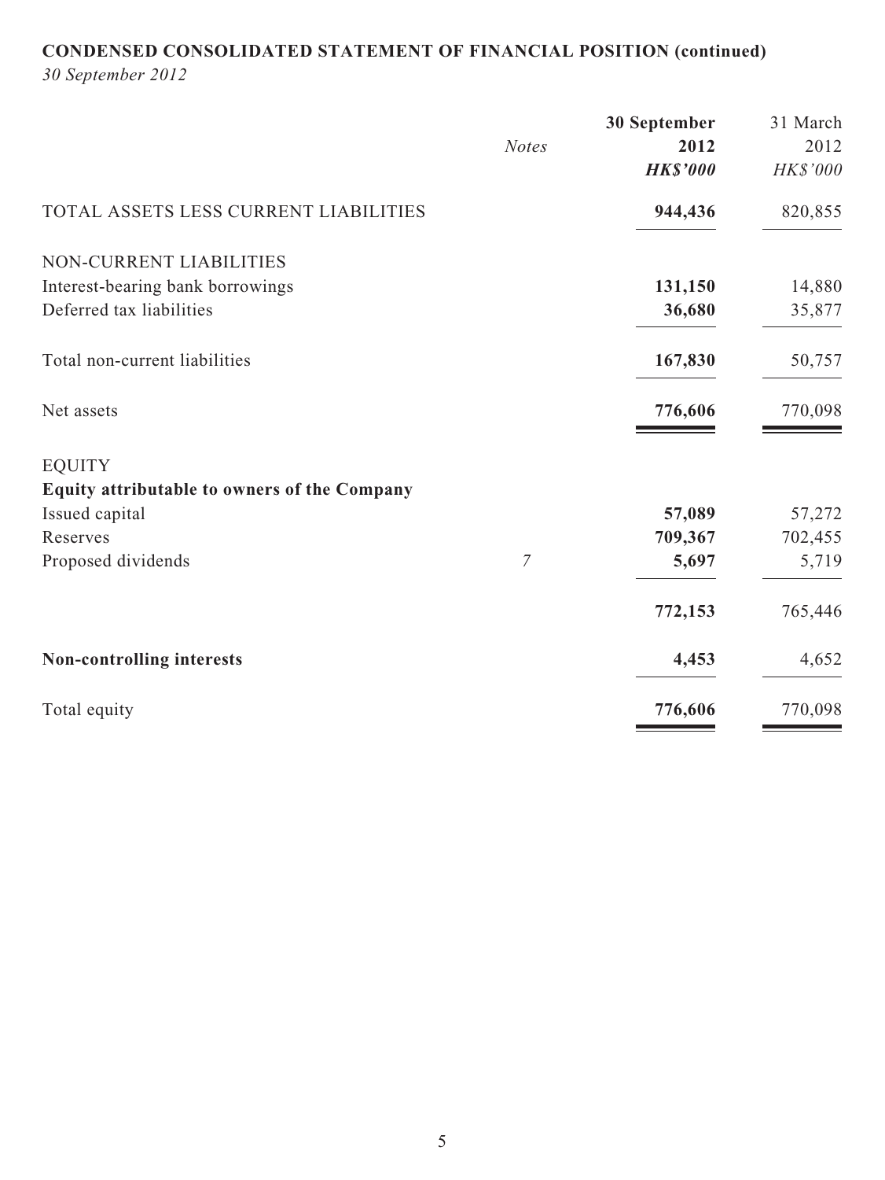**CONDENSED CONSOLIDATED STATEMENT OF FINANCIAL POSITION (continued)**

*30 September 2012*

| | *Notes* | **30 September 2012** ***HK$'000*** | 31 March 2012 *HK$'000* |
|---|---|---|---|
| TOTAL ASSETS LESS CURRENT LIABILITIES | | **944,436** | 820,855 |
| NON-CURRENT LIABILITIES | | | |
| Interest-bearing bank borrowings | | **131,150** | 14,880 |
| Deferred tax liabilities | | **36,680** | 35,877 |
| Total non-current liabilities | | **167,830** | 50,757 |
| Net assets | | **776,606** | 770,098 |
| EQUITY | | | |
| **Equity attributable to owners of the Company** | | | |
| Issued capital | | **57,089** | 57,272 |
| Reserves | | **709,367** | 702,455 |
| Proposed dividends | *7* | **5,697** | 5,719 |
| | | **772,153** | 765,446 |
| **Non-controlling interests** | | **4,453** | 4,652 |
| Total equity | | **776,606** | 770,098 |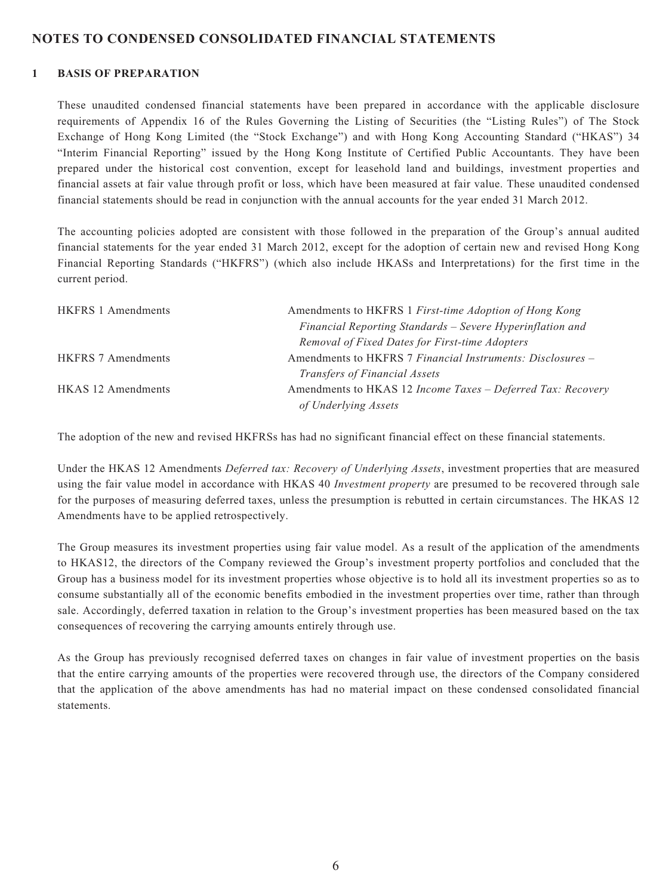# NOTES TO CONDENSED CONSOLIDATED FINANCIAL STATEMENTS

## 1 BASIS OF PREPARATION

These unaudited condensed financial statements have been prepared in accordance with the applicable disclosure requirements of Appendix 16 of the Rules Governing the Listing of Securities (the "Listing Rules") of The Stock Exchange of Hong Kong Limited (the "Stock Exchange") and with Hong Kong Accounting Standard ("HKAS") 34 "Interim Financial Reporting" issued by the Hong Kong Institute of Certified Public Accountants. They have been prepared under the historical cost convention, except for leasehold land and buildings, investment properties and financial assets at fair value through profit or loss, which have been measured at fair value. These unaudited condensed financial statements should be read in conjunction with the annual accounts for the year ended 31 March 2012.

The accounting policies adopted are consistent with those followed in the preparation of the Group's annual audited financial statements for the year ended 31 March 2012, except for the adoption of certain new and revised Hong Kong Financial Reporting Standards ("HKFRS") (which also include HKASs and Interpretations) for the first time in the current period.

| | |
|---|---|
| HKFRS 1 Amendments | Amendments to HKFRS 1 *First-time Adoption of Hong Kong Financial Reporting Standards – Severe Hyperinflation and Removal of Fixed Dates for First-time Adopters* |
| HKFRS 7 Amendments | Amendments to HKFRS 7 *Financial Instruments: Disclosures – Transfers of Financial Assets* |
| HKAS 12 Amendments | Amendments to HKAS 12 *Income Taxes – Deferred Tax: Recovery of Underlying Assets* |

The adoption of the new and revised HKFRSs has had no significant financial effect on these financial statements.

Under the HKAS 12 Amendments *Deferred tax: Recovery of Underlying Assets*, investment properties that are measured using the fair value model in accordance with HKAS 40 *Investment property* are presumed to be recovered through sale for the purposes of measuring deferred taxes, unless the presumption is rebutted in certain circumstances. The HKAS 12 Amendments have to be applied retrospectively.

The Group measures its investment properties using fair value model. As a result of the application of the amendments to HKAS12, the directors of the Company reviewed the Group's investment property portfolios and concluded that the Group has a business model for its investment properties whose objective is to hold all its investment properties so as to consume substantially all of the economic benefits embodied in the investment properties over time, rather than through sale. Accordingly, deferred taxation in relation to the Group's investment properties has been measured based on the tax consequences of recovering the carrying amounts entirely through use.

As the Group has previously recognised deferred taxes on changes in fair value of investment properties on the basis that the entire carrying amounts of the properties were recovered through use, the directors of the Company considered that the application of the above amendments has had no material impact on these condensed consolidated financial statements.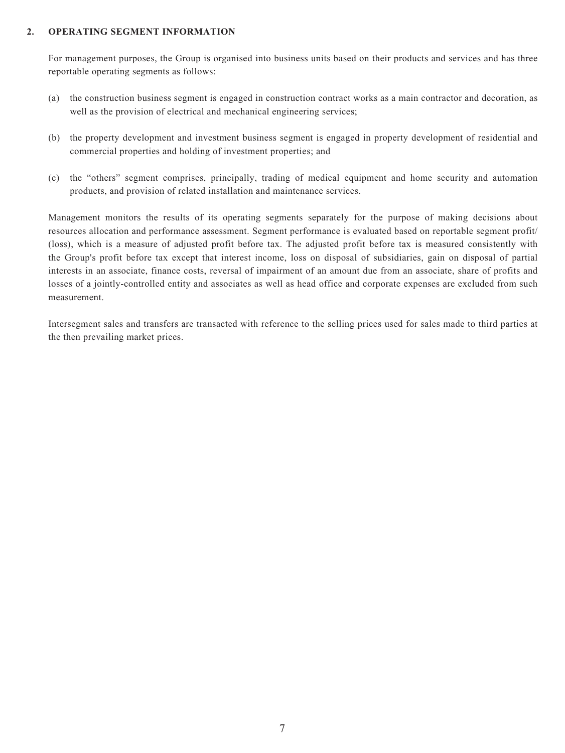## 2. OPERATING SEGMENT INFORMATION

For management purposes, the Group is organised into business units based on their products and services and has three reportable operating segments as follows:

(a) the construction business segment is engaged in construction contract works as a main contractor and decoration, as well as the provision of electrical and mechanical engineering services;

(b) the property development and investment business segment is engaged in property development of residential and commercial properties and holding of investment properties; and

(c) the "others" segment comprises, principally, trading of medical equipment and home security and automation products, and provision of related installation and maintenance services.

Management monitors the results of its operating segments separately for the purpose of making decisions about resources allocation and performance assessment. Segment performance is evaluated based on reportable segment profit/(loss), which is a measure of adjusted profit before tax. The adjusted profit before tax is measured consistently with the Group's profit before tax except that interest income, loss on disposal of subsidiaries, gain on disposal of partial interests in an associate, finance costs, reversal of impairment of an amount due from an associate, share of profits and losses of a jointly-controlled entity and associates as well as head office and corporate expenses are excluded from such measurement.

Intersegment sales and transfers are transacted with reference to the selling prices used for sales made to third parties at the then prevailing market prices.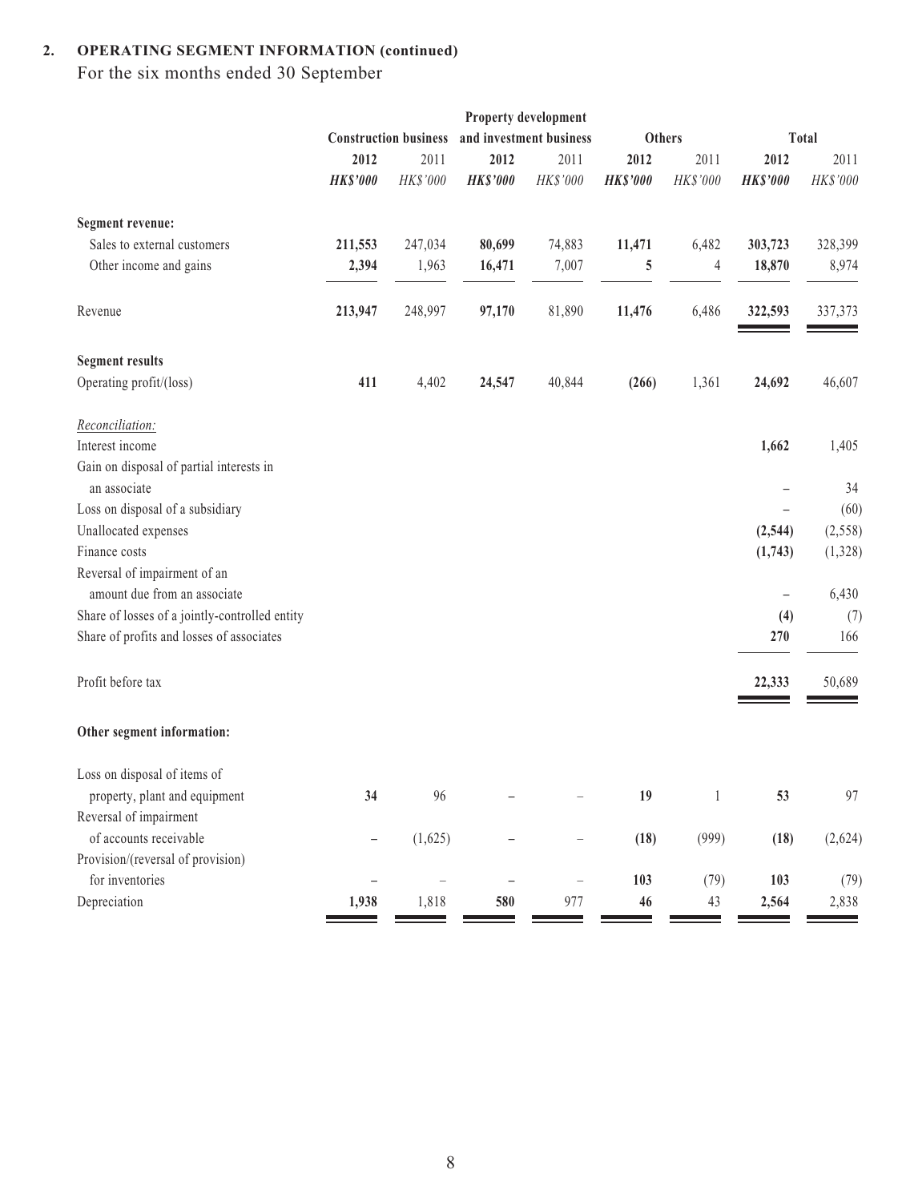## 2. OPERATING SEGMENT INFORMATION (continued)

For the six months ended 30 September

| | Construction business | | Property development and investment business | | Others | | Total | |
|---|---|---|---|---|---|---|---|---|
| | **2012** | 2011 | **2012** | 2011 | **2012** | 2011 | **2012** | 2011 |
| | ***HK$'000*** | *HK$'000* | ***HK$'000*** | *HK$'000* | ***HK$'000*** | *HK$'000* | ***HK$'000*** | *HK$'000* |
| **Segment revenue:** | | | | | | | | |
| Sales to external customers | **211,553** | 247,034 | **80,699** | 74,883 | **11,471** | 6,482 | **303,723** | 328,399 |
| Other income and gains | **2,394** | 1,963 | **16,471** | 7,007 | **5** | 4 | **18,870** | 8,974 |
| Revenue | **213,947** | 248,997 | **97,170** | 81,890 | **11,476** | 6,486 | **322,593** | 337,373 |
| **Segment results** | | | | | | | | |
| Operating profit/(loss) | **411** | 4,402 | **24,547** | 40,844 | **(266)** | 1,361 | **24,692** | 46,607 |
| *Reconciliation:* | | | | | | | | |
| Interest income | | | | | | | **1,662** | 1,405 |
| Gain on disposal of partial interests in an associate | | | | | | | **–** | 34 |
| Loss on disposal of a subsidiary | | | | | | | **–** | (60) |
| Unallocated expenses | | | | | | | **(2,544)** | (2,558) |
| Finance costs | | | | | | | **(1,743)** | (1,328) |
| Reversal of impairment of an amount due from an associate | | | | | | | **–** | 6,430 |
| Share of losses of a jointly-controlled entity | | | | | | | **(4)** | (7) |
| Share of profits and losses of associates | | | | | | | **270** | 166 |
| Profit before tax | | | | | | | **22,333** | 50,689 |
| **Other segment information:** | | | | | | | | |
| Loss on disposal of items of property, plant and equipment | **34** | 96 | **–** | – | **19** | 1 | **53** | 97 |
| Reversal of impairment of accounts receivable | **–** | (1,625) | **–** | – | **(18)** | (999) | **(18)** | (2,624) |
| Provision/(reversal of provision) for inventories | **–** | – | **–** | – | **103** | (79) | **103** | (79) |
| Depreciation | **1,938** | 1,818 | **580** | 977 | **46** | 43 | **2,564** | 2,838 |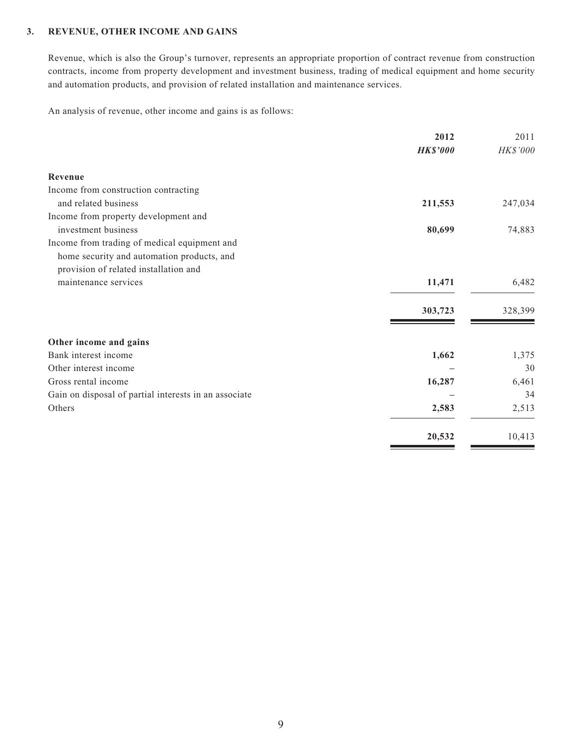### 3. REVENUE, OTHER INCOME AND GAINS

Revenue, which is also the Group's turnover, represents an appropriate proportion of contract revenue from construction contracts, income from property development and investment business, trading of medical equipment and home security and automation products, and provision of related installation and maintenance services.

An analysis of revenue, other income and gains is as follows:

| | **2012** | 2011 |
|---|---|---|
| | ***HK$'000*** | *HK$'000* |
| **Revenue** | | |
| Income from construction contracting and related business | **211,553** | 247,034 |
| Income from property development and investment business | **80,699** | 74,883 |
| Income from trading of medical equipment and home security and automation products, and provision of related installation and maintenance services | **11,471** | 6,482 |
| | **303,723** | 328,399 |
| **Other income and gains** | | |
| Bank interest income | **1,662** | 1,375 |
| Other interest income | **–** | 30 |
| Gross rental income | **16,287** | 6,461 |
| Gain on disposal of partial interests in an associate | **–** | 34 |
| Others | **2,583** | 2,513 |
| | **20,532** | 10,413 |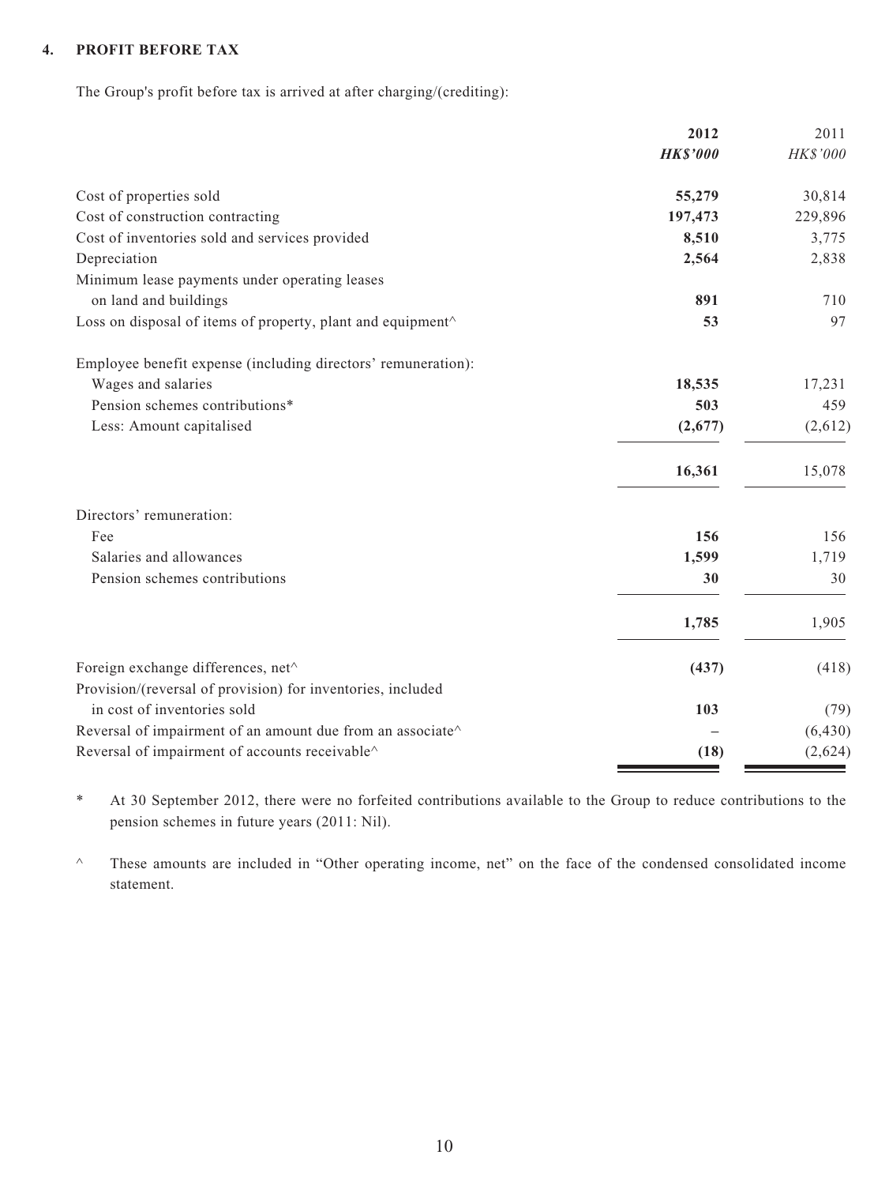## 4. PROFIT BEFORE TAX

The Group's profit before tax is arrived at after charging/(crediting):

| | 2012 | 2011 |
|---|---|---|
| | ***HK$'000*** | *HK$'000* |
| Cost of properties sold | **55,279** | 30,814 |
| Cost of construction contracting | **197,473** | 229,896 |
| Cost of inventories sold and services provided | **8,510** | 3,775 |
| Depreciation | **2,564** | 2,838 |
| Minimum lease payments under operating leases on land and buildings | **891** | 710 |
| Loss on disposal of items of property, plant and equipment^ | **53** | 97 |
| Employee benefit expense (including directors' remuneration): | | |
| Wages and salaries | **18,535** | 17,231 |
| Pension schemes contributions* | **503** | 459 |
| Less: Amount capitalised | **(2,677)** | (2,612) |
| | **16,361** | 15,078 |
| Directors' remuneration: | | |
| Fee | **156** | 156 |
| Salaries and allowances | **1,599** | 1,719 |
| Pension schemes contributions | **30** | 30 |
| | **1,785** | 1,905 |
| Foreign exchange differences, net^ | **(437)** | (418) |
| Provision/(reversal of provision) for inventories, included in cost of inventories sold | **103** | (79) |
| Reversal of impairment of an amount due from an associate^ | **–** | (6,430) |
| Reversal of impairment of accounts receivable^ | **(18)** | (2,624) |

\* At 30 September 2012, there were no forfeited contributions available to the Group to reduce contributions to the pension schemes in future years (2011: Nil).

^ These amounts are included in "Other operating income, net" on the face of the condensed consolidated income statement.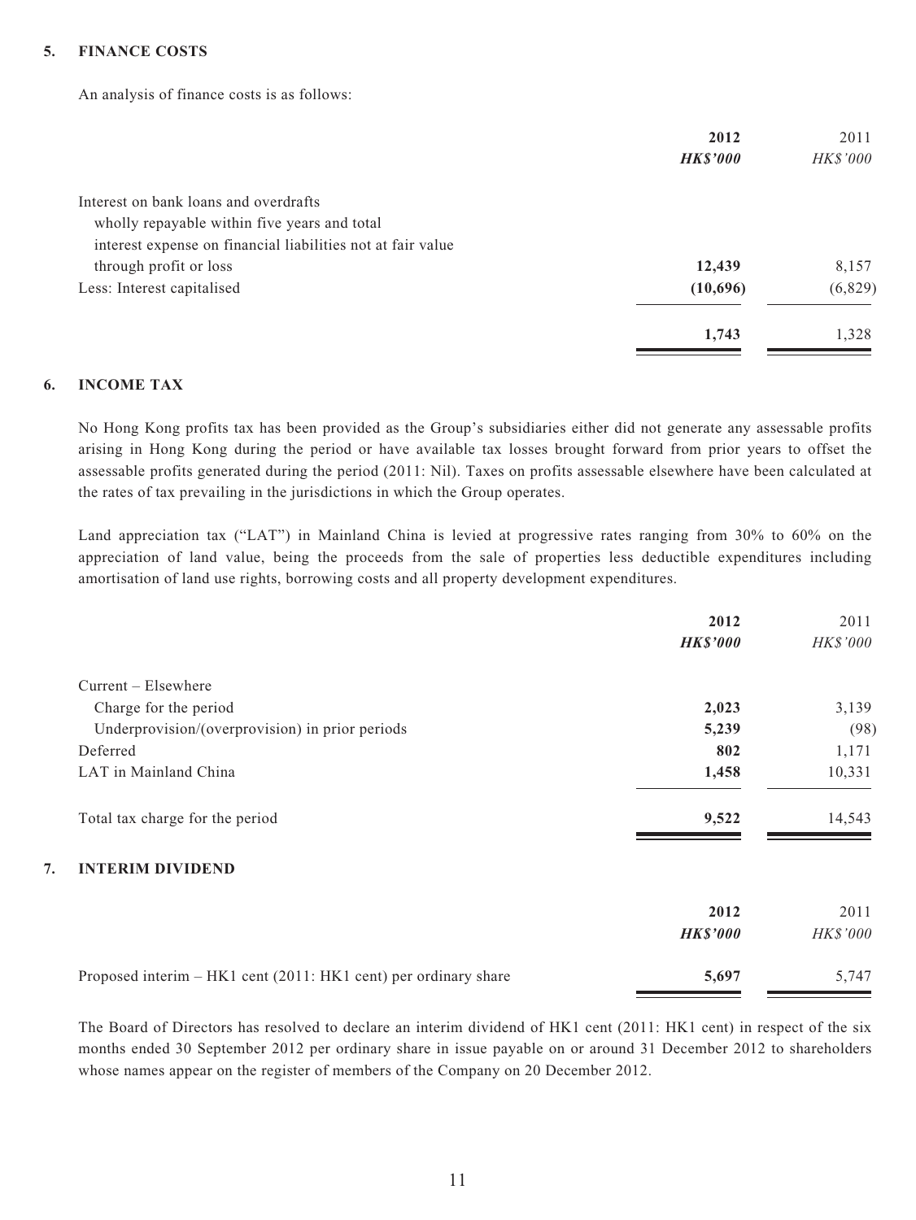## 5. FINANCE COSTS

An analysis of finance costs is as follows:

| | 2012 | 2011 |
|---|---|---|
| | ***HK$'000*** | *HK$'000* |
| Interest on bank loans and overdrafts wholly repayable within five years and total interest expense on financial liabilities not at fair value through profit or loss | **12,439** | 8,157 |
| Less: Interest capitalised | **(10,696)** | (6,829) |
| | **1,743** | 1,328 |

## 6. INCOME TAX

No Hong Kong profits tax has been provided as the Group's subsidiaries either did not generate any assessable profits arising in Hong Kong during the period or have available tax losses brought forward from prior years to offset the assessable profits generated during the period (2011: Nil). Taxes on profits assessable elsewhere have been calculated at the rates of tax prevailing in the jurisdictions in which the Group operates.

Land appreciation tax ("LAT") in Mainland China is levied at progressive rates ranging from 30% to 60% on the appreciation of land value, being the proceeds from the sale of properties less deductible expenditures including amortisation of land use rights, borrowing costs and all property development expenditures.

| | 2012 | 2011 |
|---|---|---|
| | ***HK$'000*** | *HK$'000* |
| Current – Elsewhere | | |
| Charge for the period | **2,023** | 3,139 |
| Underprovision/(overprovision) in prior periods | **5,239** | (98) |
| Deferred | **802** | 1,171 |
| LAT in Mainland China | **1,458** | 10,331 |
| Total tax charge for the period | **9,522** | 14,543 |

## 7. INTERIM DIVIDEND

| | 2012 | 2011 |
|---|---|---|
| | ***HK$'000*** | *HK$'000* |
| Proposed interim – HK1 cent (2011: HK1 cent) per ordinary share | **5,697** | 5,747 |

The Board of Directors has resolved to declare an interim dividend of HK1 cent (2011: HK1 cent) in respect of the six months ended 30 September 2012 per ordinary share in issue payable on or around 31 December 2012 to shareholders whose names appear on the register of members of the Company on 20 December 2012.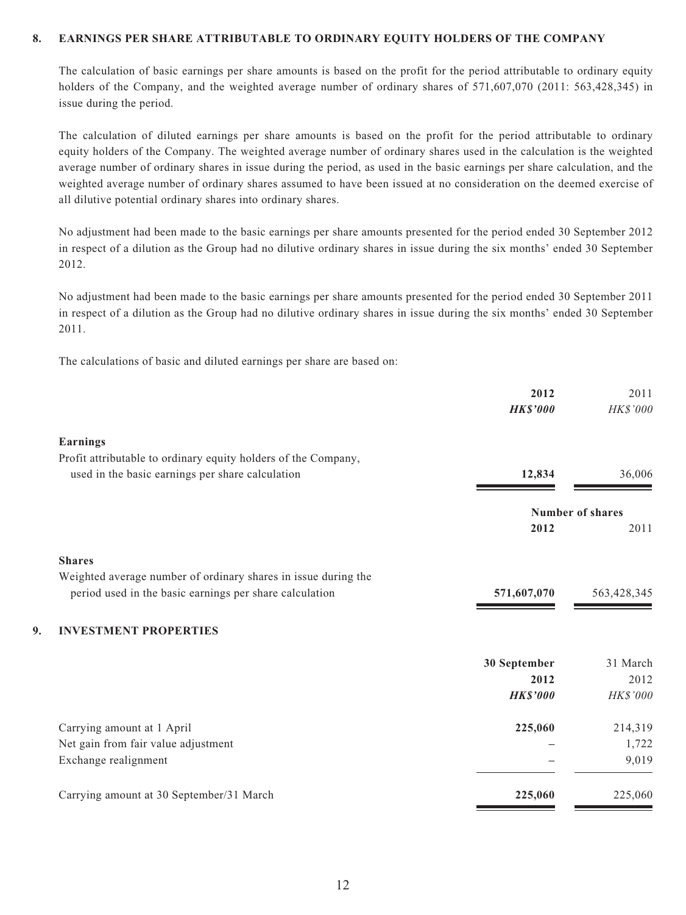## 8. EARNINGS PER SHARE ATTRIBUTABLE TO ORDINARY EQUITY HOLDERS OF THE COMPANY

The calculation of basic earnings per share amounts is based on the profit for the period attributable to ordinary equity holders of the Company, and the weighted average number of ordinary shares of 571,607,070 (2011: 563,428,345) in issue during the period.

The calculation of diluted earnings per share amounts is based on the profit for the period attributable to ordinary equity holders of the Company. The weighted average number of ordinary shares used in the calculation is the weighted average number of ordinary shares in issue during the period, as used in the basic earnings per share calculation, and the weighted average number of ordinary shares assumed to have been issued at no consideration on the deemed exercise of all dilutive potential ordinary shares into ordinary shares.

No adjustment had been made to the basic earnings per share amounts presented for the period ended 30 September 2012 in respect of a dilution as the Group had no dilutive ordinary shares in issue during the six months' ended 30 September 2012.

No adjustment had been made to the basic earnings per share amounts presented for the period ended 30 September 2011 in respect of a dilution as the Group had no dilutive ordinary shares in issue during the six months' ended 30 September 2011.

The calculations of basic and diluted earnings per share are based on:

| | **2012** | 2011 |
|---|---|---|
| | ***HK$'000*** | *HK$'000* |
| **Earnings** | | |
| Profit attributable to ordinary equity holders of the Company, used in the basic earnings per share calculation | **12,834** | 36,006 |

| | **Number of shares** | |
|---|---|---|
| | **2012** | 2011 |
| **Shares** | | |
| Weighted average number of ordinary shares in issue during the period used in the basic earnings per share calculation | **571,607,070** | 563,428,345 |

## 9. INVESTMENT PROPERTIES

| | **30 September 2012** | 31 March 2012 |
|---|---|---|
| | ***HK$'000*** | *HK$'000* |
| Carrying amount at 1 April | **225,060** | 214,319 |
| Net gain from fair value adjustment | **–** | 1,722 |
| Exchange realignment | **–** | 9,019 |
| Carrying amount at 30 September/31 March | **225,060** | 225,060 |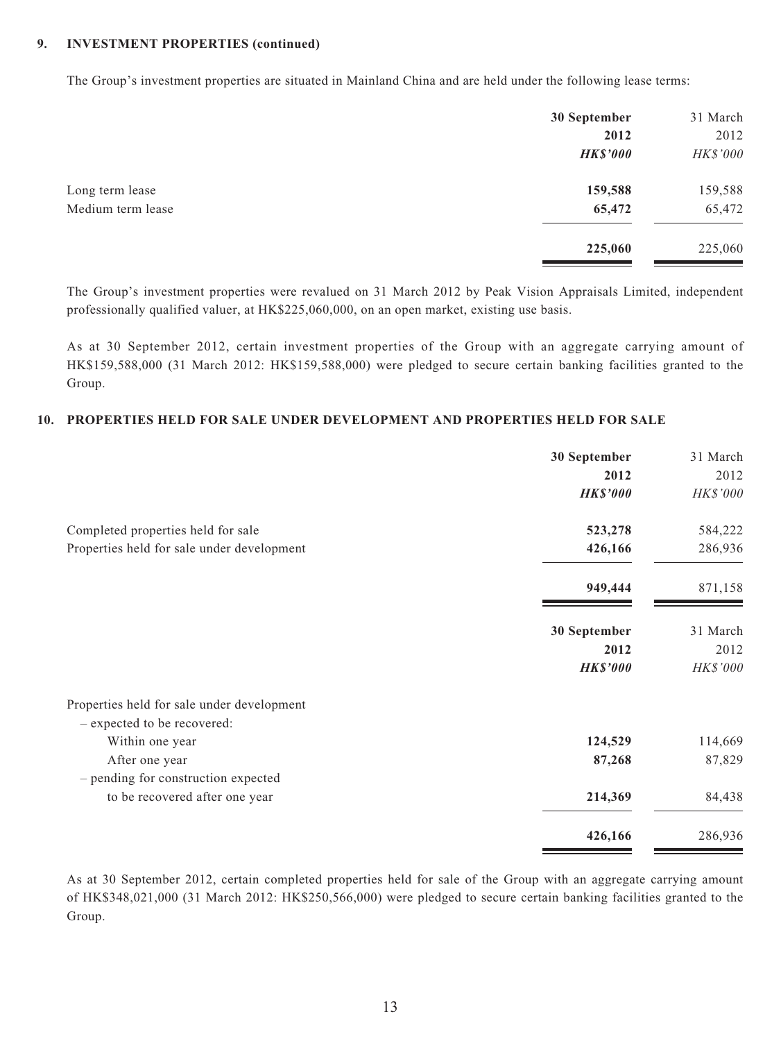**9. INVESTMENT PROPERTIES (continued)**

The Group's investment properties are situated in Mainland China and are held under the following lease terms:

| | 30 September 2012 | 31 March 2012 |
|---|---|---|
| | ***HK$'000*** | *HK$'000* |
| Long term lease | **159,588** | 159,588 |
| Medium term lease | **65,472** | 65,472 |
| | **225,060** | 225,060 |

The Group's investment properties were revalued on 31 March 2012 by Peak Vision Appraisals Limited, independent professionally qualified valuer, at HK$225,060,000, on an open market, existing use basis.

As at 30 September 2012, certain investment properties of the Group with an aggregate carrying amount of HK$159,588,000 (31 March 2012: HK$159,588,000) were pledged to secure certain banking facilities granted to the Group.

**10. PROPERTIES HELD FOR SALE UNDER DEVELOPMENT AND PROPERTIES HELD FOR SALE**

| | 30 September 2012 | 31 March 2012 |
|---|---|---|
| | ***HK$'000*** | *HK$'000* |
| Completed properties held for sale | **523,278** | 584,222 |
| Properties held for sale under development | **426,166** | 286,936 |
| | **949,444** | 871,158 |

| | 30 September 2012 | 31 March 2012 |
|---|---|---|
| | ***HK$'000*** | *HK$'000* |
| Properties held for sale under development | | |
| – expected to be recovered: | | |
| Within one year | **124,529** | 114,669 |
| After one year | **87,268** | 87,829 |
| – pending for construction expected to be recovered after one year | **214,369** | 84,438 |
| | **426,166** | 286,936 |

As at 30 September 2012, certain completed properties held for sale of the Group with an aggregate carrying amount of HK$348,021,000 (31 March 2012: HK$250,566,000) were pledged to secure certain banking facilities granted to the Group.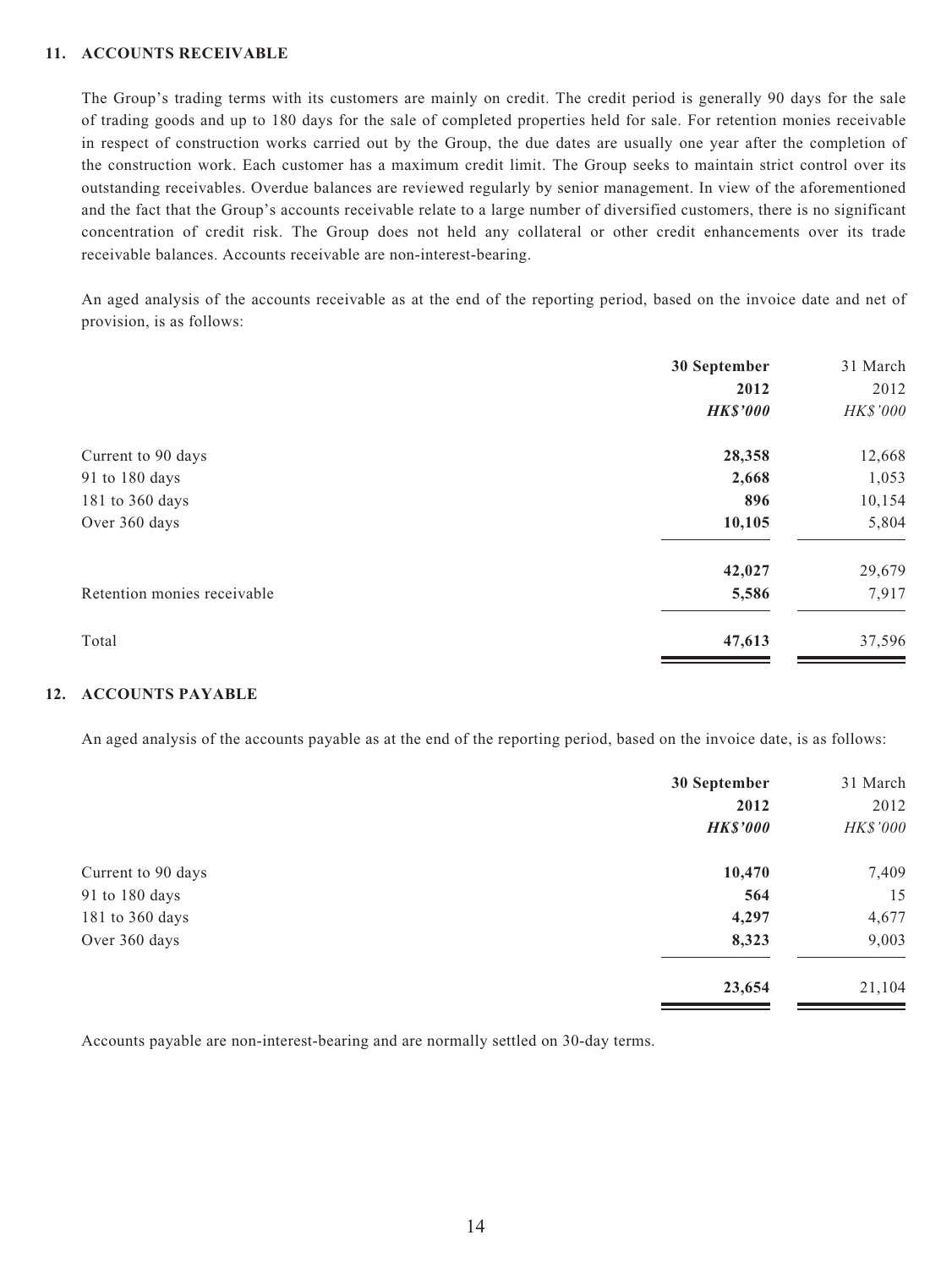## 11. ACCOUNTS RECEIVABLE

The Group's trading terms with its customers are mainly on credit. The credit period is generally 90 days for the sale of trading goods and up to 180 days for the sale of completed properties held for sale. For retention monies receivable in respect of construction works carried out by the Group, the due dates are usually one year after the completion of the construction work. Each customer has a maximum credit limit. The Group seeks to maintain strict control over its outstanding receivables. Overdue balances are reviewed regularly by senior management. In view of the aforementioned and the fact that the Group's accounts receivable relate to a large number of diversified customers, there is no significant concentration of credit risk. The Group does not held any collateral or other credit enhancements over its trade receivable balances. Accounts receivable are non-interest-bearing.

An aged analysis of the accounts receivable as at the end of the reporting period, based on the invoice date and net of provision, is as follows:

| | **30 September 2012** | 31 March 2012 |
|---|---|---|
| | ***HK$'000*** | *HK$'000* |
| Current to 90 days | **28,358** | 12,668 |
| 91 to 180 days | **2,668** | 1,053 |
| 181 to 360 days | **896** | 10,154 |
| Over 360 days | **10,105** | 5,804 |
| | **42,027** | 29,679 |
| Retention monies receivable | **5,586** | 7,917 |
| Total | **47,613** | 37,596 |

## 12. ACCOUNTS PAYABLE

An aged analysis of the accounts payable as at the end of the reporting period, based on the invoice date, is as follows:

| | **30 September 2012** | 31 March 2012 |
|---|---|---|
| | ***HK$'000*** | *HK$'000* |
| Current to 90 days | **10,470** | 7,409 |
| 91 to 180 days | **564** | 15 |
| 181 to 360 days | **4,297** | 4,677 |
| Over 360 days | **8,323** | 9,003 |
| | **23,654** | 21,104 |

Accounts payable are non-interest-bearing and are normally settled on 30-day terms.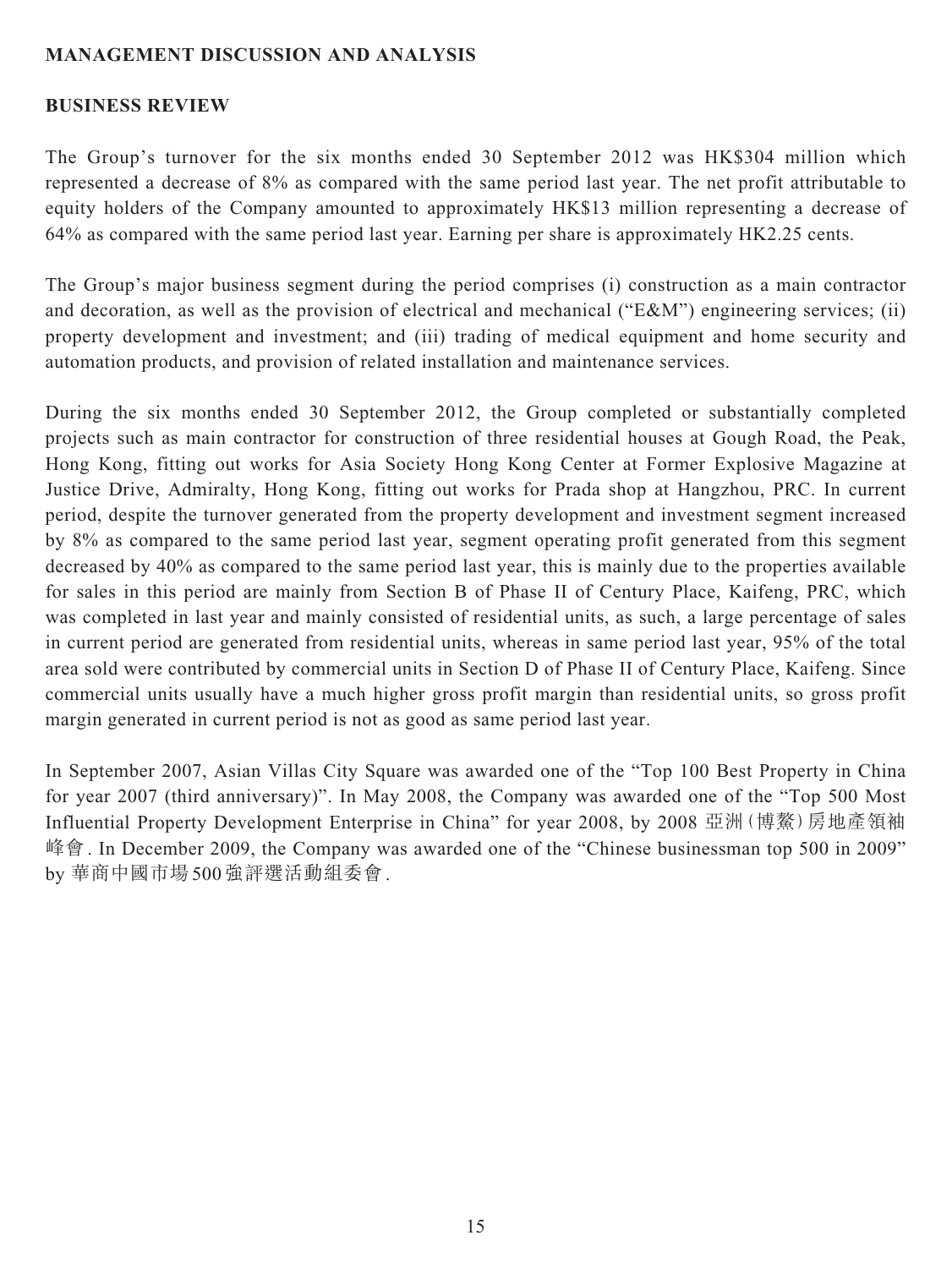## MANAGEMENT DISCUSSION AND ANALYSIS

### BUSINESS REVIEW

The Group's turnover for the six months ended 30 September 2012 was HK$304 million which represented a decrease of 8% as compared with the same period last year. The net profit attributable to equity holders of the Company amounted to approximately HK$13 million representing a decrease of 64% as compared with the same period last year. Earning per share is approximately HK2.25 cents.

The Group's major business segment during the period comprises (i) construction as a main contractor and decoration, as well as the provision of electrical and mechanical ("E&M") engineering services; (ii) property development and investment; and (iii) trading of medical equipment and home security and automation products, and provision of related installation and maintenance services.

During the six months ended 30 September 2012, the Group completed or substantially completed projects such as main contractor for construction of three residential houses at Gough Road, the Peak, Hong Kong, fitting out works for Asia Society Hong Kong Center at Former Explosive Magazine at Justice Drive, Admiralty, Hong Kong, fitting out works for Prada shop at Hangzhou, PRC. In current period, despite the turnover generated from the property development and investment segment increased by 8% as compared to the same period last year, segment operating profit generated from this segment decreased by 40% as compared to the same period last year, this is mainly due to the properties available for sales in this period are mainly from Section B of Phase II of Century Place, Kaifeng, PRC, which was completed in last year and mainly consisted of residential units, as such, a large percentage of sales in current period are generated from residential units, whereas in same period last year, 95% of the total area sold were contributed by commercial units in Section D of Phase II of Century Place, Kaifeng. Since commercial units usually have a much higher gross profit margin than residential units, so gross profit margin generated in current period is not as good as same period last year.

In September 2007, Asian Villas City Square was awarded one of the "Top 100 Best Property in China for year 2007 (third anniversary)". In May 2008, the Company was awarded one of the "Top 500 Most Influential Property Development Enterprise in China" for year 2008, by 2008 亞洲(博鰲)房地產領袖峰會. In December 2009, the Company was awarded one of the "Chinese businessman top 500 in 2009" by 華商中國市場500強評選活動組委會.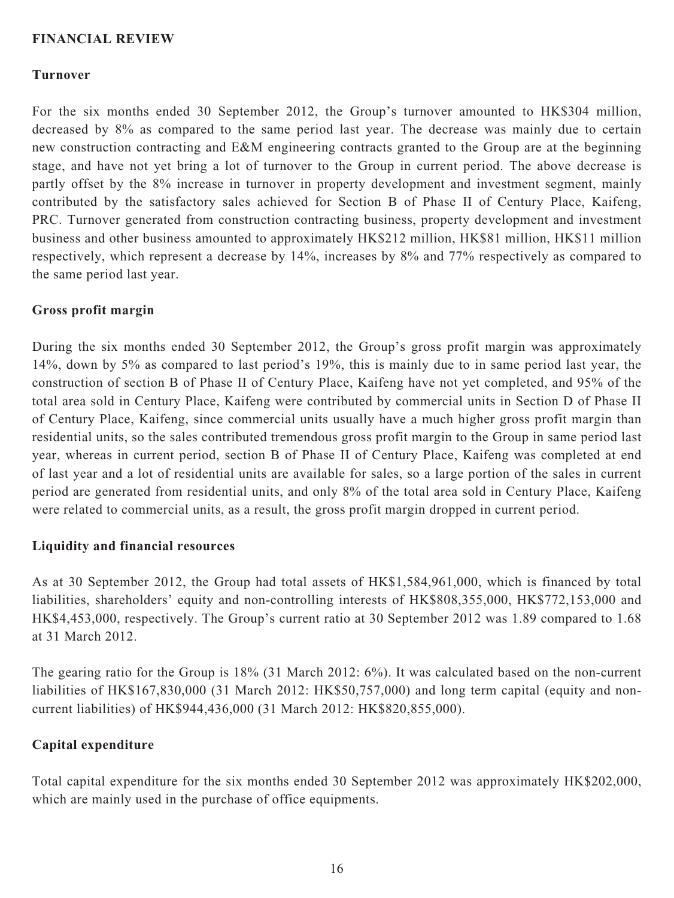## FINANCIAL REVIEW

### Turnover

For the six months ended 30 September 2012, the Group's turnover amounted to HK$304 million, decreased by 8% as compared to the same period last year. The decrease was mainly due to certain new construction contracting and E&M engineering contracts granted to the Group are at the beginning stage, and have not yet bring a lot of turnover to the Group in current period. The above decrease is partly offset by the 8% increase in turnover in property development and investment segment, mainly contributed by the satisfactory sales achieved for Section B of Phase II of Century Place, Kaifeng, PRC. Turnover generated from construction contracting business, property development and investment business and other business amounted to approximately HK$212 million, HK$81 million, HK$11 million respectively, which represent a decrease by 14%, increases by 8% and 77% respectively as compared to the same period last year.

### Gross profit margin

During the six months ended 30 September 2012, the Group's gross profit margin was approximately 14%, down by 5% as compared to last period's 19%, this is mainly due to in same period last year, the construction of section B of Phase II of Century Place, Kaifeng have not yet completed, and 95% of the total area sold in Century Place, Kaifeng were contributed by commercial units in Section D of Phase II of Century Place, Kaifeng, since commercial units usually have a much higher gross profit margin than residential units, so the sales contributed tremendous gross profit margin to the Group in same period last year, whereas in current period, section B of Phase II of Century Place, Kaifeng was completed at end of last year and a lot of residential units are available for sales, so a large portion of the sales in current period are generated from residential units, and only 8% of the total area sold in Century Place, Kaifeng were related to commercial units, as a result, the gross profit margin dropped in current period.

### Liquidity and financial resources

As at 30 September 2012, the Group had total assets of HK$1,584,961,000, which is financed by total liabilities, shareholders' equity and non-controlling interests of HK$808,355,000, HK$772,153,000 and HK$4,453,000, respectively. The Group's current ratio at 30 September 2012 was 1.89 compared to 1.68 at 31 March 2012.

The gearing ratio for the Group is 18% (31 March 2012: 6%). It was calculated based on the non-current liabilities of HK$167,830,000 (31 March 2012: HK$50,757,000) and long term capital (equity and non-current liabilities) of HK$944,436,000 (31 March 2012: HK$820,855,000).

### Capital expenditure

Total capital expenditure for the six months ended 30 September 2012 was approximately HK$202,000, which are mainly used in the purchase of office equipments.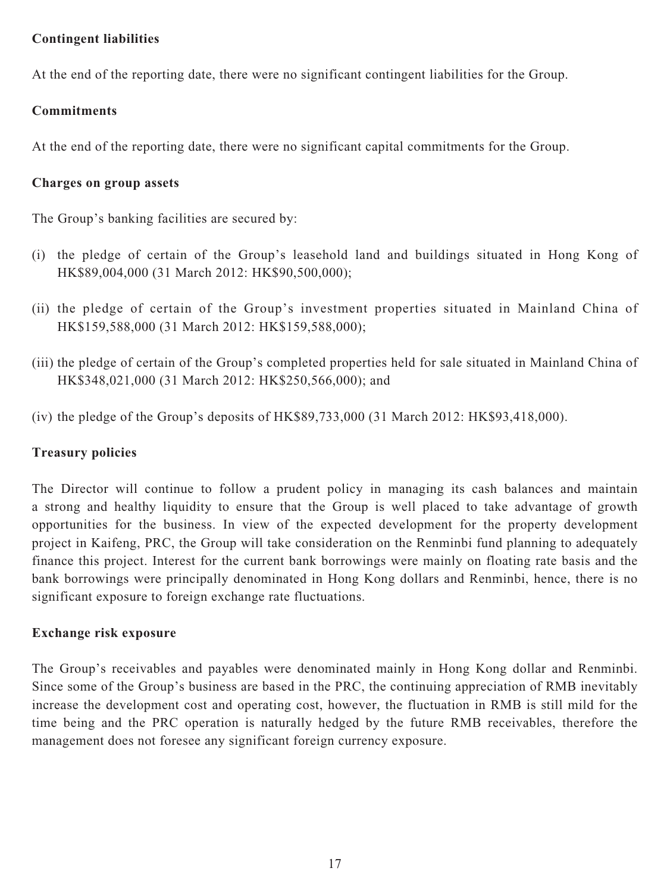**Contingent liabilities**

At the end of the reporting date, there were no significant contingent liabilities for the Group.

**Commitments**

At the end of the reporting date, there were no significant capital commitments for the Group.

**Charges on group assets**

The Group's banking facilities are secured by:

(i) the pledge of certain of the Group's leasehold land and buildings situated in Hong Kong of HK$89,004,000 (31 March 2012: HK$90,500,000);

(ii) the pledge of certain of the Group's investment properties situated in Mainland China of HK$159,588,000 (31 March 2012: HK$159,588,000);

(iii) the pledge of certain of the Group's completed properties held for sale situated in Mainland China of HK$348,021,000 (31 March 2012: HK$250,566,000); and

(iv) the pledge of the Group's deposits of HK$89,733,000 (31 March 2012: HK$93,418,000).

**Treasury policies**

The Director will continue to follow a prudent policy in managing its cash balances and maintain a strong and healthy liquidity to ensure that the Group is well placed to take advantage of growth opportunities for the business. In view of the expected development for the property development project in Kaifeng, PRC, the Group will take consideration on the Renminbi fund planning to adequately finance this project. Interest for the current bank borrowings were mainly on floating rate basis and the bank borrowings were principally denominated in Hong Kong dollars and Renminbi, hence, there is no significant exposure to foreign exchange rate fluctuations.

**Exchange risk exposure**

The Group's receivables and payables were denominated mainly in Hong Kong dollar and Renminbi. Since some of the Group's business are based in the PRC, the continuing appreciation of RMB inevitably increase the development cost and operating cost, however, the fluctuation in RMB is still mild for the time being and the PRC operation is naturally hedged by the future RMB receivables, therefore the management does not foresee any significant foreign currency exposure.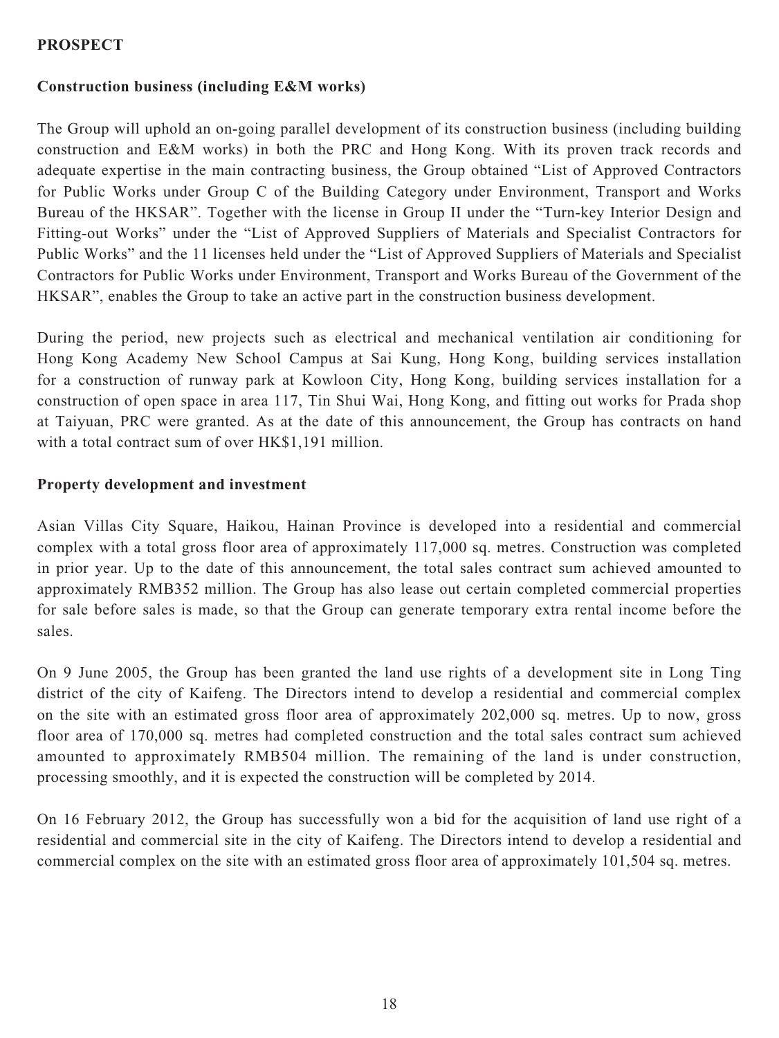**PROSPECT**

**Construction business (including E&M works)**

The Group will uphold an on-going parallel development of its construction business (including building construction and E&M works) in both the PRC and Hong Kong. With its proven track records and adequate expertise in the main contracting business, the Group obtained "List of Approved Contractors for Public Works under Group C of the Building Category under Environment, Transport and Works Bureau of the HKSAR". Together with the license in Group II under the "Turn-key Interior Design and Fitting-out Works" under the "List of Approved Suppliers of Materials and Specialist Contractors for Public Works" and the 11 licenses held under the "List of Approved Suppliers of Materials and Specialist Contractors for Public Works under Environment, Transport and Works Bureau of the Government of the HKSAR", enables the Group to take an active part in the construction business development.

During the period, new projects such as electrical and mechanical ventilation air conditioning for Hong Kong Academy New School Campus at Sai Kung, Hong Kong, building services installation for a construction of runway park at Kowloon City, Hong Kong, building services installation for a construction of open space in area 117, Tin Shui Wai, Hong Kong, and fitting out works for Prada shop at Taiyuan, PRC were granted. As at the date of this announcement, the Group has contracts on hand with a total contract sum of over HK$1,191 million.

**Property development and investment**

Asian Villas City Square, Haikou, Hainan Province is developed into a residential and commercial complex with a total gross floor area of approximately 117,000 sq. metres. Construction was completed in prior year. Up to the date of this announcement, the total sales contract sum achieved amounted to approximately RMB352 million. The Group has also lease out certain completed commercial properties for sale before sales is made, so that the Group can generate temporary extra rental income before the sales.

On 9 June 2005, the Group has been granted the land use rights of a development site in Long Ting district of the city of Kaifeng. The Directors intend to develop a residential and commercial complex on the site with an estimated gross floor area of approximately 202,000 sq. metres. Up to now, gross floor area of 170,000 sq. metres had completed construction and the total sales contract sum achieved amounted to approximately RMB504 million. The remaining of the land is under construction, processing smoothly, and it is expected the construction will be completed by 2014.

On 16 February 2012, the Group has successfully won a bid for the acquisition of land use right of a residential and commercial site in the city of Kaifeng. The Directors intend to develop a residential and commercial complex on the site with an estimated gross floor area of approximately 101,504 sq. metres.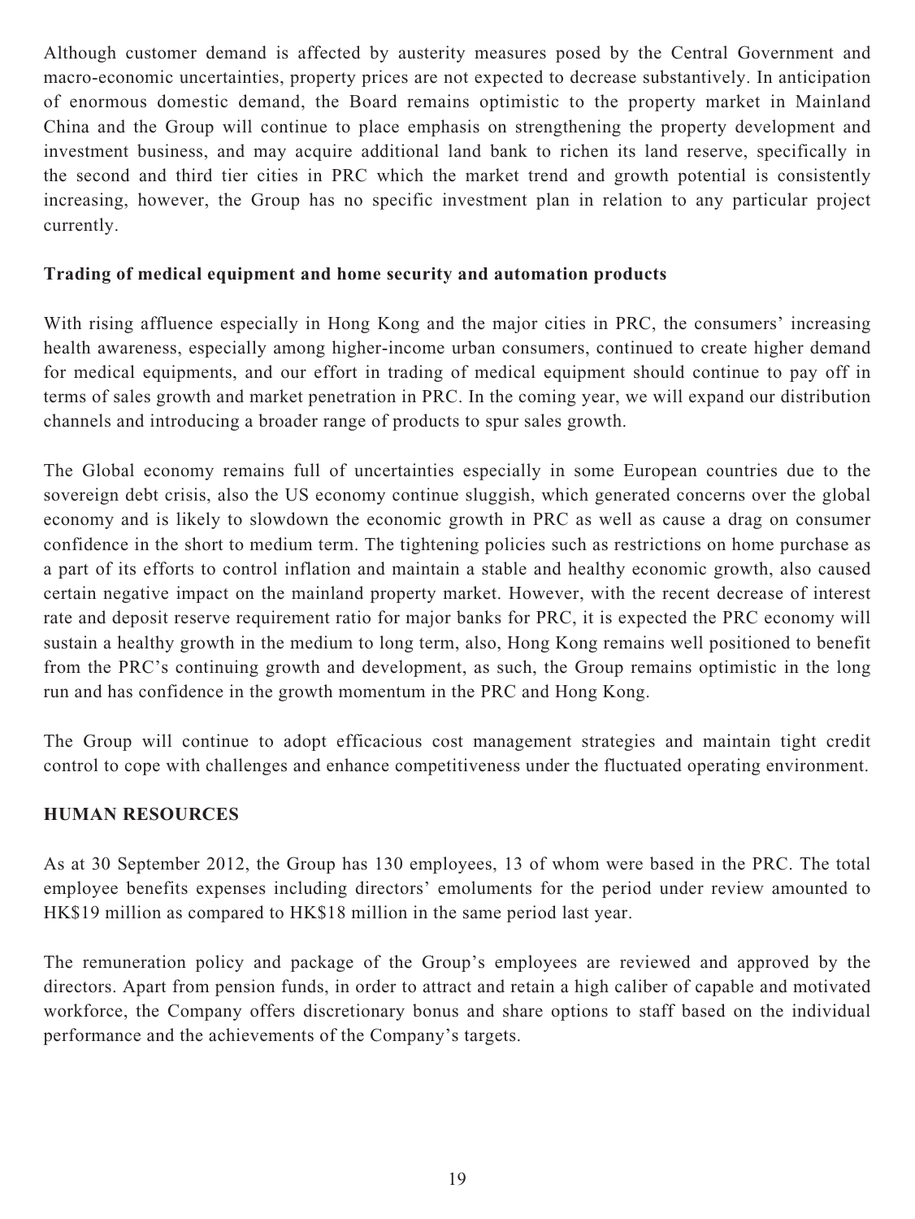Although customer demand is affected by austerity measures posed by the Central Government and macro-economic uncertainties, property prices are not expected to decrease substantively. In anticipation of enormous domestic demand, the Board remains optimistic to the property market in Mainland China and the Group will continue to place emphasis on strengthening the property development and investment business, and may acquire additional land bank to richen its land reserve, specifically in the second and third tier cities in PRC which the market trend and growth potential is consistently increasing, however, the Group has no specific investment plan in relation to any particular project currently.

**Trading of medical equipment and home security and automation products**

With rising affluence especially in Hong Kong and the major cities in PRC, the consumers' increasing health awareness, especially among higher-income urban consumers, continued to create higher demand for medical equipments, and our effort in trading of medical equipment should continue to pay off in terms of sales growth and market penetration in PRC. In the coming year, we will expand our distribution channels and introducing a broader range of products to spur sales growth.

The Global economy remains full of uncertainties especially in some European countries due to the sovereign debt crisis, also the US economy continue sluggish, which generated concerns over the global economy and is likely to slowdown the economic growth in PRC as well as cause a drag on consumer confidence in the short to medium term. The tightening policies such as restrictions on home purchase as a part of its efforts to control inflation and maintain a stable and healthy economic growth, also caused certain negative impact on the mainland property market. However, with the recent decrease of interest rate and deposit reserve requirement ratio for major banks for PRC, it is expected the PRC economy will sustain a healthy growth in the medium to long term, also, Hong Kong remains well positioned to benefit from the PRC's continuing growth and development, as such, the Group remains optimistic in the long run and has confidence in the growth momentum in the PRC and Hong Kong.

The Group will continue to adopt efficacious cost management strategies and maintain tight credit control to cope with challenges and enhance competitiveness under the fluctuated operating environment.

## HUMAN RESOURCES

As at 30 September 2012, the Group has 130 employees, 13 of whom were based in the PRC. The total employee benefits expenses including directors' emoluments for the period under review amounted to HK$19 million as compared to HK$18 million in the same period last year.

The remuneration policy and package of the Group's employees are reviewed and approved by the directors. Apart from pension funds, in order to attract and retain a high caliber of capable and motivated workforce, the Company offers discretionary bonus and share options to staff based on the individual performance and the achievements of the Company's targets.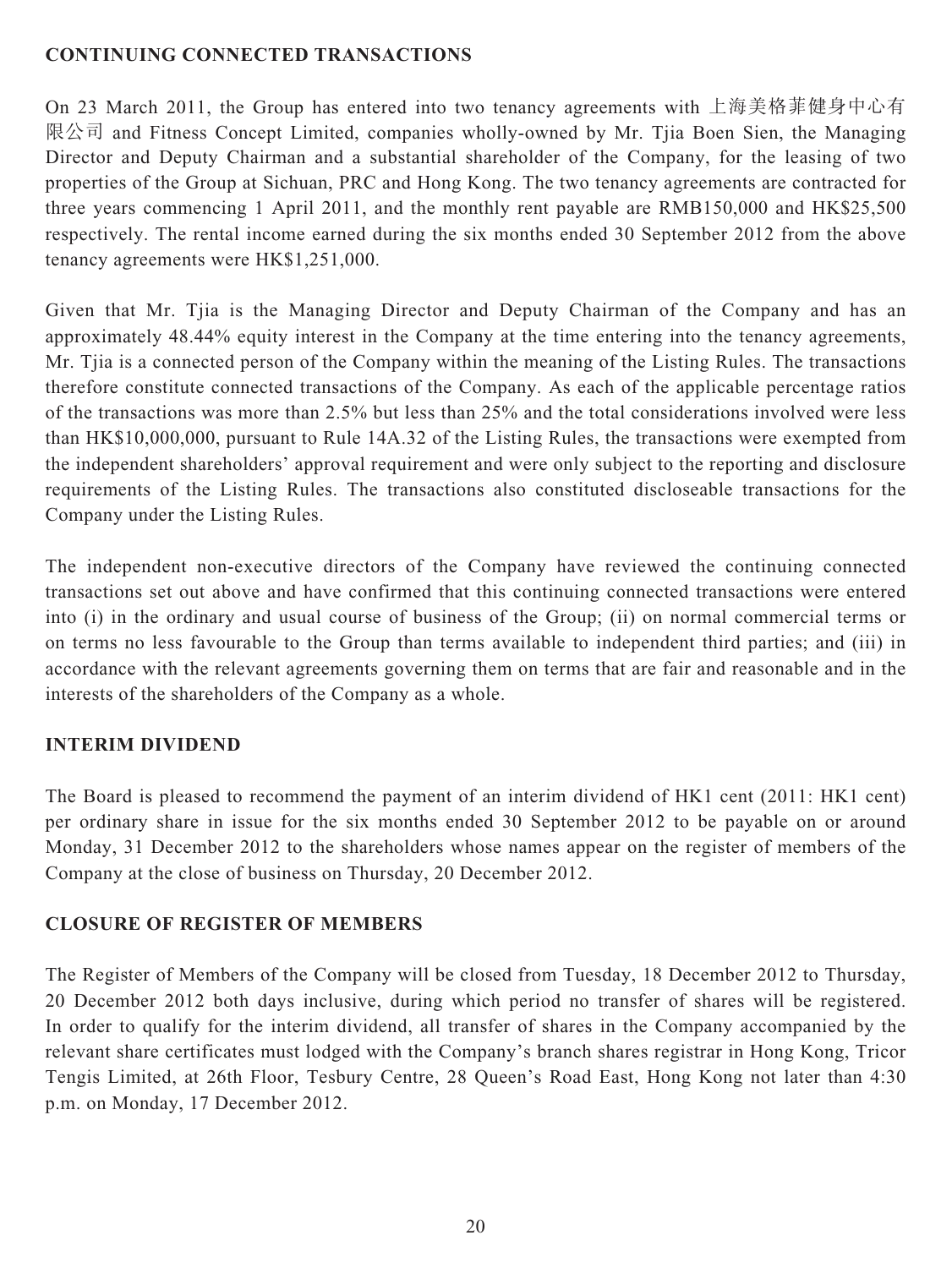## CONTINUING CONNECTED TRANSACTIONS

On 23 March 2011, the Group has entered into two tenancy agreements with 上海美格菲健身中心有限公司 and Fitness Concept Limited, companies wholly-owned by Mr. Tjia Boen Sien, the Managing Director and Deputy Chairman and a substantial shareholder of the Company, for the leasing of two properties of the Group at Sichuan, PRC and Hong Kong. The two tenancy agreements are contracted for three years commencing 1 April 2011, and the monthly rent payable are RMB150,000 and HK$25,500 respectively. The rental income earned during the six months ended 30 September 2012 from the above tenancy agreements were HK$1,251,000.

Given that Mr. Tjia is the Managing Director and Deputy Chairman of the Company and has an approximately 48.44% equity interest in the Company at the time entering into the tenancy agreements, Mr. Tjia is a connected person of the Company within the meaning of the Listing Rules. The transactions therefore constitute connected transactions of the Company. As each of the applicable percentage ratios of the transactions was more than 2.5% but less than 25% and the total considerations involved were less than HK$10,000,000, pursuant to Rule 14A.32 of the Listing Rules, the transactions were exempted from the independent shareholders' approval requirement and were only subject to the reporting and disclosure requirements of the Listing Rules. The transactions also constituted discloseable transactions for the Company under the Listing Rules.

The independent non-executive directors of the Company have reviewed the continuing connected transactions set out above and have confirmed that this continuing connected transactions were entered into (i) in the ordinary and usual course of business of the Group; (ii) on normal commercial terms or on terms no less favourable to the Group than terms available to independent third parties; and (iii) in accordance with the relevant agreements governing them on terms that are fair and reasonable and in the interests of the shareholders of the Company as a whole.

## INTERIM DIVIDEND

The Board is pleased to recommend the payment of an interim dividend of HK1 cent (2011: HK1 cent) per ordinary share in issue for the six months ended 30 September 2012 to be payable on or around Monday, 31 December 2012 to the shareholders whose names appear on the register of members of the Company at the close of business on Thursday, 20 December 2012.

## CLOSURE OF REGISTER OF MEMBERS

The Register of Members of the Company will be closed from Tuesday, 18 December 2012 to Thursday, 20 December 2012 both days inclusive, during which period no transfer of shares will be registered. In order to qualify for the interim dividend, all transfer of shares in the Company accompanied by the relevant share certificates must lodged with the Company's branch shares registrar in Hong Kong, Tricor Tengis Limited, at 26th Floor, Tesbury Centre, 28 Queen's Road East, Hong Kong not later than 4:30 p.m. on Monday, 17 December 2012.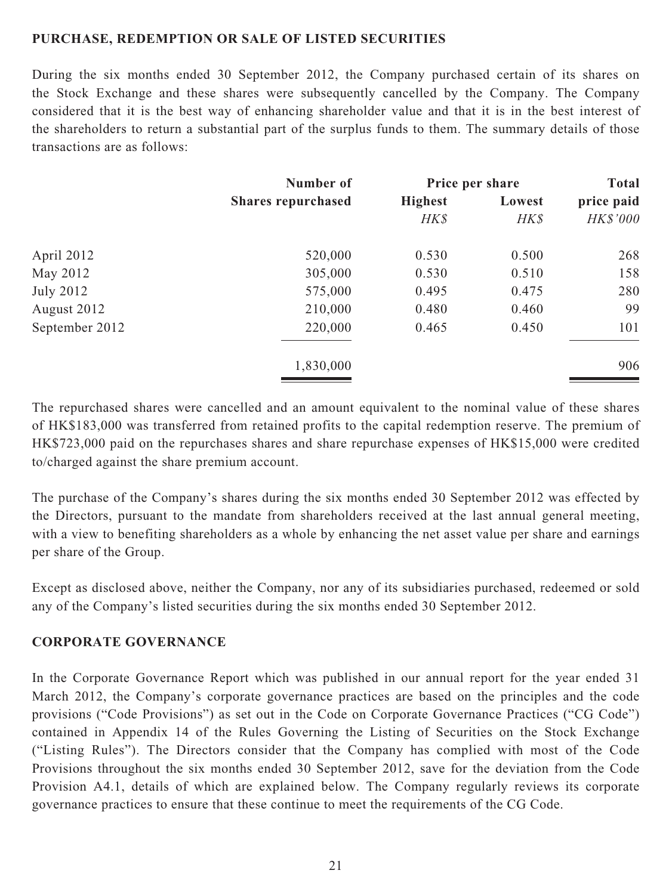## PURCHASE, REDEMPTION OR SALE OF LISTED SECURITIES

During the six months ended 30 September 2012, the Company purchased certain of its shares on the Stock Exchange and these shares were subsequently cancelled by the Company. The Company considered that it is the best way of enhancing shareholder value and that it is in the best interest of the shareholders to return a substantial part of the surplus funds to them. The summary details of those transactions are as follows:

| | Number of Shares repurchased | Price per share | | Total price paid |
|---|---|---|---|---|
| | | Highest | Lowest | |
| | | *HK$* | *HK$* | *HK$'000* |
| April 2012 | 520,000 | 0.530 | 0.500 | 268 |
| May 2012 | 305,000 | 0.530 | 0.510 | 158 |
| July 2012 | 575,000 | 0.495 | 0.475 | 280 |
| August 2012 | 210,000 | 0.480 | 0.460 | 99 |
| September 2012 | 220,000 | 0.465 | 0.450 | 101 |
| | 1,830,000 | | | 906 |

The repurchased shares were cancelled and an amount equivalent to the nominal value of these shares of HK$183,000 was transferred from retained profits to the capital redemption reserve. The premium of HK$723,000 paid on the repurchases shares and share repurchase expenses of HK$15,000 were credited to/charged against the share premium account.

The purchase of the Company's shares during the six months ended 30 September 2012 was effected by the Directors, pursuant to the mandate from shareholders received at the last annual general meeting, with a view to benefiting shareholders as a whole by enhancing the net asset value per share and earnings per share of the Group.

Except as disclosed above, neither the Company, nor any of its subsidiaries purchased, redeemed or sold any of the Company's listed securities during the six months ended 30 September 2012.

## CORPORATE GOVERNANCE

In the Corporate Governance Report which was published in our annual report for the year ended 31 March 2012, the Company's corporate governance practices are based on the principles and the code provisions ("Code Provisions") as set out in the Code on Corporate Governance Practices ("CG Code") contained in Appendix 14 of the Rules Governing the Listing of Securities on the Stock Exchange ("Listing Rules"). The Directors consider that the Company has complied with most of the Code Provisions throughout the six months ended 30 September 2012, save for the deviation from the Code Provision A4.1, details of which are explained below. The Company regularly reviews its corporate governance practices to ensure that these continue to meet the requirements of the CG Code.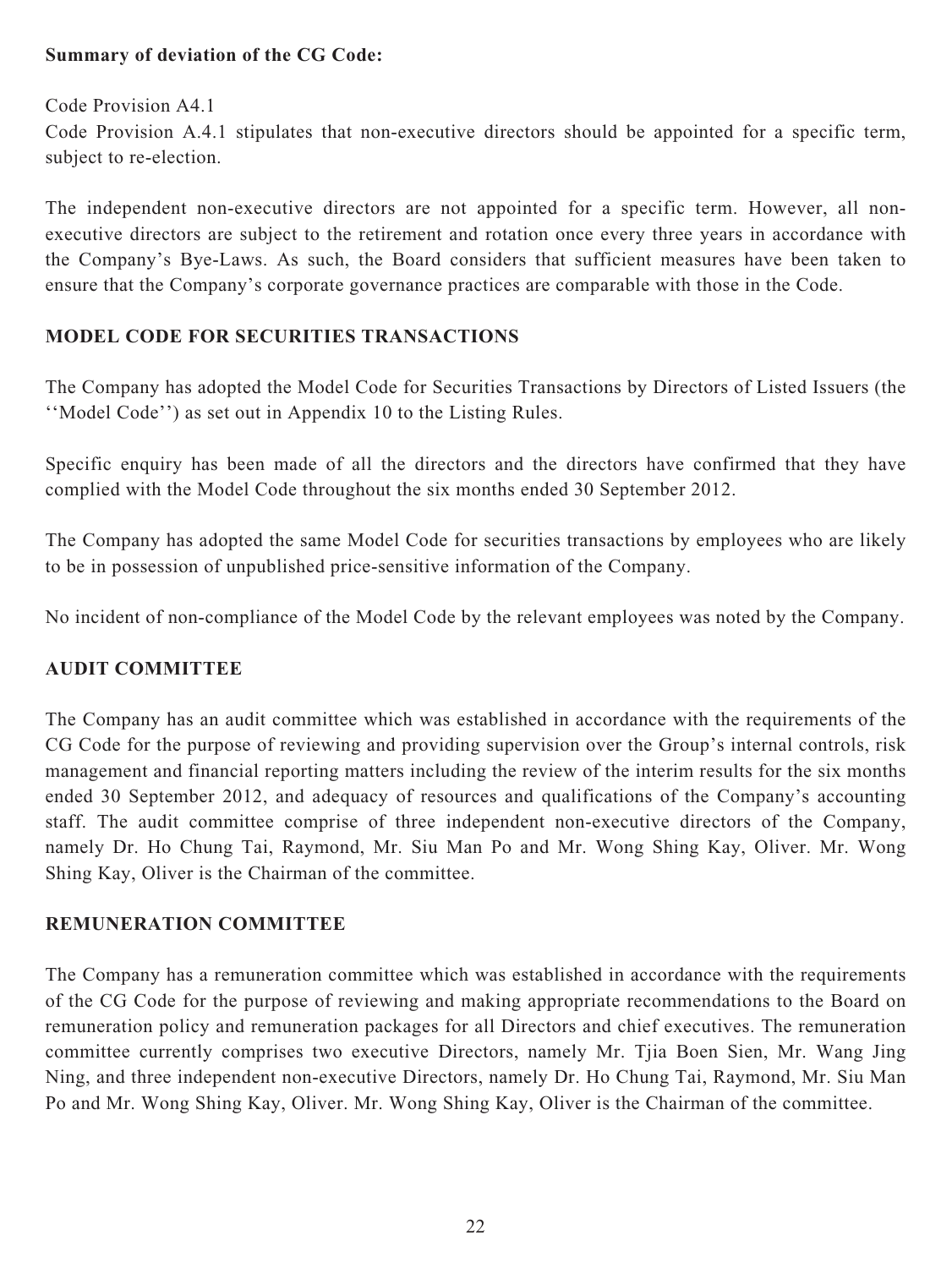**Summary of deviation of the CG Code:**

Code Provision A4.1

Code Provision A.4.1 stipulates that non-executive directors should be appointed for a specific term, subject to re-election.

The independent non-executive directors are not appointed for a specific term. However, all non-executive directors are subject to the retirement and rotation once every three years in accordance with the Company's Bye-Laws. As such, the Board considers that sufficient measures have been taken to ensure that the Company's corporate governance practices are comparable with those in the Code.

## MODEL CODE FOR SECURITIES TRANSACTIONS

The Company has adopted the Model Code for Securities Transactions by Directors of Listed Issuers (the ''Model Code'') as set out in Appendix 10 to the Listing Rules.

Specific enquiry has been made of all the directors and the directors have confirmed that they have complied with the Model Code throughout the six months ended 30 September 2012.

The Company has adopted the same Model Code for securities transactions by employees who are likely to be in possession of unpublished price-sensitive information of the Company.

No incident of non-compliance of the Model Code by the relevant employees was noted by the Company.

## AUDIT COMMITTEE

The Company has an audit committee which was established in accordance with the requirements of the CG Code for the purpose of reviewing and providing supervision over the Group's internal controls, risk management and financial reporting matters including the review of the interim results for the six months ended 30 September 2012, and adequacy of resources and qualifications of the Company's accounting staff. The audit committee comprise of three independent non-executive directors of the Company, namely Dr. Ho Chung Tai, Raymond, Mr. Siu Man Po and Mr. Wong Shing Kay, Oliver. Mr. Wong Shing Kay, Oliver is the Chairman of the committee.

## REMUNERATION COMMITTEE

The Company has a remuneration committee which was established in accordance with the requirements of the CG Code for the purpose of reviewing and making appropriate recommendations to the Board on remuneration policy and remuneration packages for all Directors and chief executives. The remuneration committee currently comprises two executive Directors, namely Mr. Tjia Boen Sien, Mr. Wang Jing Ning, and three independent non-executive Directors, namely Dr. Ho Chung Tai, Raymond, Mr. Siu Man Po and Mr. Wong Shing Kay, Oliver. Mr. Wong Shing Kay, Oliver is the Chairman of the committee.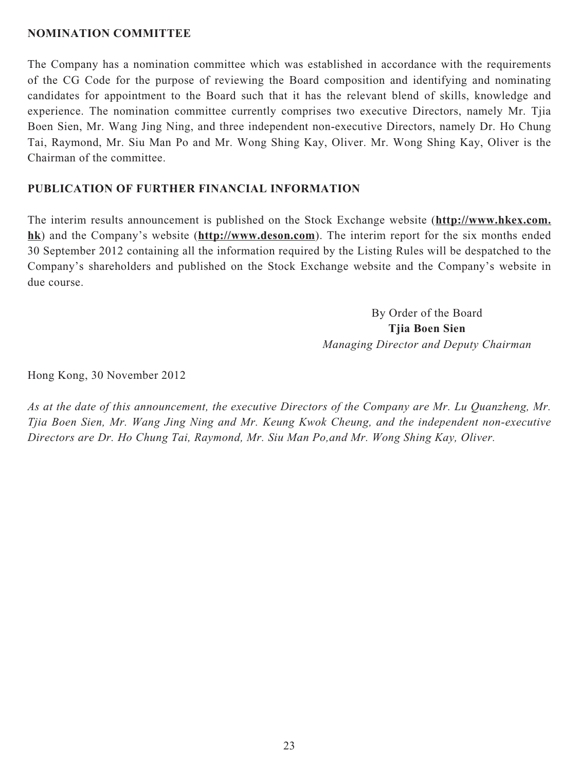## NOMINATION COMMITTEE

The Company has a nomination committee which was established in accordance with the requirements of the CG Code for the purpose of reviewing the Board composition and identifying and nominating candidates for appointment to the Board such that it has the relevant blend of skills, knowledge and experience. The nomination committee currently comprises two executive Directors, namely Mr. Tjia Boen Sien, Mr. Wang Jing Ning, and three independent non-executive Directors, namely Dr. Ho Chung Tai, Raymond, Mr. Siu Man Po and Mr. Wong Shing Kay, Oliver. Mr. Wong Shing Kay, Oliver is the Chairman of the committee.

## PUBLICATION OF FURTHER FINANCIAL INFORMATION

The interim results announcement is published on the Stock Exchange website (**http://www.hkex.com.hk**) and the Company's website (**http://www.deson.com**). The interim report for the six months ended 30 September 2012 containing all the information required by the Listing Rules will be despatched to the Company's shareholders and published on the Stock Exchange website and the Company's website in due course.

By Order of the Board
**Tjia Boen Sien**
*Managing Director and Deputy Chairman*

Hong Kong, 30 November 2012

*As at the date of this announcement, the executive Directors of the Company are Mr. Lu Quanzheng, Mr. Tjia Boen Sien, Mr. Wang Jing Ning and Mr. Keung Kwok Cheung, and the independent non-executive Directors are Dr. Ho Chung Tai, Raymond, Mr. Siu Man Po,and Mr. Wong Shing Kay, Oliver.*